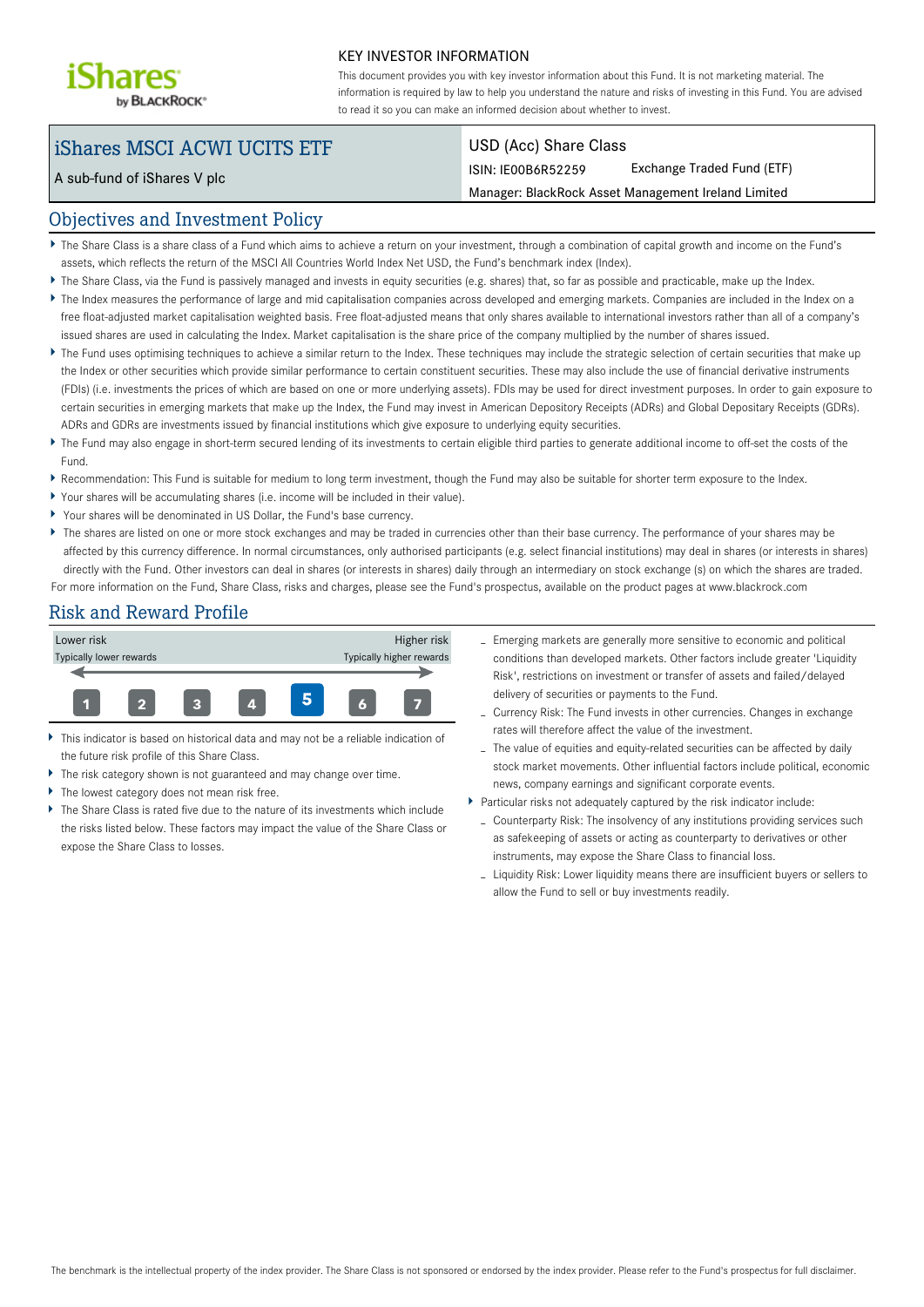# KEY INVESTOR INFORMATION

This document provides you with key investor information about this Fund. It is not marketing material. The information is required by law to help you understand the nature and risks of investing in this Fund. You are advised to read it so you can make an informed decision about whether to invest.

## iShares MSCI ACWI UCITS ETF

A sub-fund of iShares V plc

USD (Acc) Share Class

ISIN: IE00B6R52259 Exchange Traded Fund (ETF)

Manager: BlackRock Asset Management Ireland Limited

## Objectives and Investment Policy

- The Share Class is a share class of a Fund which aims to achieve a return on your investment, through a combination of capital growth and income on the Fund's assets, which reflects the return of the MSCI All Countries World Index Net USD, the Fund's benchmark index (Index).
- The Share Class, via the Fund is passively managed and invests in equity securities (e.g. shares) that, so far as possible and practicable, make up the Index.
- The Index measures the performance of large and mid capitalisation companies across developed and emerging markets. Companies are included in the Index on a free float-adjusted market capitalisation weighted basis. Free float-adjusted means that only shares available to international investors rather than all of a company's issued shares are used in calculating the Index. Market capitalisation is the share price of the company multiplied by the number of shares issued.
- The Fund uses optimising techniques to achieve a similar return to the Index. These techniques may include the strategic selection of certain securities that make up the Index or other securities which provide similar performance to certain constituent securities. These may also include the use of financial derivative instruments (FDIs) (i.e. investments the prices of which are based on one or more underlying assets). FDIs may be used for direct investment purposes. In order to gain exposure to certain securities in emerging markets that make up the Index, the Fund may invest in American Depository Receipts (ADRs) and Global Depositary Receipts (GDRs). ADRs and GDRs are investments issued by financial institutions which give exposure to underlying equity securities.
- The Fund may also engage in short-term secured lending of its investments to certain eligible third parties to generate additional income to off-set the costs of the Fund.
- Recommendation: This Fund is suitable for medium to long term investment, though the Fund may also be suitable for shorter term exposure to the Index.
- Your shares will be accumulating shares (i.e. income will be included in their value).
- Your shares will be denominated in US Dollar, the Fund's base currency.
- The shares are listed on one or more stock exchanges and may be traded in currencies other than their base currency. The performance of your shares may be affected by this currency difference. In normal circumstances, only authorised participants (e.g. select financial institutions) may deal in shares (or interests in shares) directly with the Fund. Other investors can deal in shares (or interests in shares) daily through an intermediary on stock exchange (s) on which the shares are traded.

For more information on the Fund, Share Class, risks and charges, please see the Fund's prospectus, available on the product pages at www.blackrock.com

## Risk and Reward Profile

| Lower risk | | | | | | Higher risk |
|---|---|---|---|---|---|---|
| Typically lower rewards | | | | | | Typically higher rewards |
| 1 | 2 | 3 | 4 | **5** | 6 | 7 |

- This indicator is based on historical data and may not be a reliable indication of the future risk profile of this Share Class.
- The risk category shown is not guaranteed and may change over time.
- The lowest category does not mean risk free.
- The Share Class is rated five due to the nature of its investments which include the risks listed below. These factors may impact the value of the Share Class or expose the Share Class to losses.
  - Emerging markets are generally more sensitive to economic and political conditions than developed markets. Other factors include greater 'Liquidity Risk', restrictions on investment or transfer of assets and failed/delayed delivery of securities or payments to the Fund.
  - Currency Risk: The Fund invests in other currencies. Changes in exchange rates will therefore affect the value of the investment.
  - The value of equities and equity-related securities can be affected by daily stock market movements. Other influential factors include political, economic news, company earnings and significant corporate events.
- Particular risks not adequately captured by the risk indicator include:
  - Counterparty Risk: The insolvency of any institutions providing services such as safekeeping of assets or acting as counterparty to derivatives or other instruments, may expose the Share Class to financial loss.
  - Liquidity Risk: Lower liquidity means there are insufficient buyers or sellers to allow the Fund to sell or buy investments readily.

The benchmark is the intellectual property of the index provider. The Share Class is not sponsored or endorsed by the index provider. Please refer to the Fund's prospectus for full disclaimer.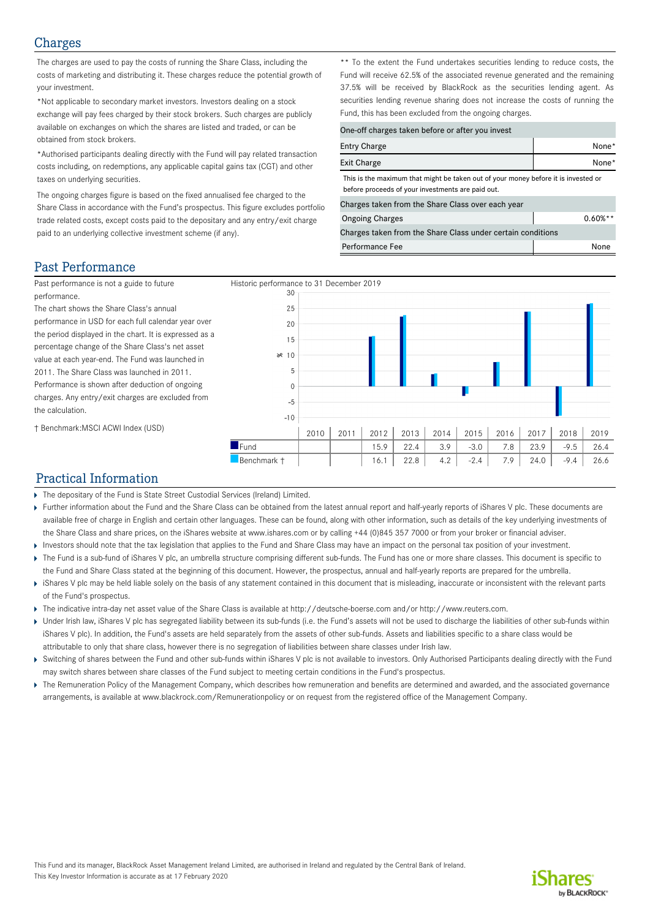## Charges

The charges are used to pay the costs of running the Share Class, including the costs of marketing and distributing it. These charges reduce the potential growth of your investment.

*Not applicable to secondary market investors. Investors dealing on a stock exchange will pay fees charged by their stock brokers. Such charges are publicly available on exchanges on which the shares are listed and traded, or can be obtained from stock brokers.

*Authorised participants dealing directly with the Fund will pay related transaction costs including, on redemptions, any applicable capital gains tax (CGT) and other taxes on underlying securities.

The ongoing charges figure is based on the fixed annualised fee charged to the Share Class in accordance with the Fund's prospectus. This figure excludes portfolio trade related costs, except costs paid to the depositary and any entry/exit charge paid to an underlying collective investment scheme (if any).

** To the extent the Fund undertakes securities lending to reduce costs, the Fund will receive 62.5% of the associated revenue generated and the remaining 37.5% will be received by BlackRock as the securities lending agent. As securities lending revenue sharing does not increase the costs of running the Fund, this has been excluded from the ongoing charges.

| One-off charges taken before or after you invest | |
|---|---|
| Entry Charge | None* |
| Exit Charge | None* |
| This is the maximum that might be taken out of your money before it is invested or before proceeds of your investments are paid out. | |
| **Charges taken from the Share Class over each year** | |
| Ongoing Charges | 0.60%** |
| **Charges taken from the Share Class under certain conditions** | |
| Performance Fee | None |

## Past Performance

Past performance is not a guide to future performance.

The chart shows the Share Class's annual performance in USD for each full calendar year over the period displayed in the chart. It is expressed as a percentage change of the Share Class's net asset value at each year-end. The Fund was launched in 2011. The Share Class was launched in 2011.

Performance is shown after deduction of ongoing charges. Any entry/exit charges are excluded from the calculation.

† Benchmark:MSCI ACWI Index (USD)

Historic performance to 31 December 2019

%

30
25
20
15
10
5
0
-5
-10

| | 2010 | 2011 | 2012 | 2013 | 2014 | 2015 | 2016 | 2017 | 2018 | 2019 |
|---|---|---|---|---|---|---|---|---|---|---|
| Fund | | | 15.9 | 22.4 | 3.9 | -3.0 | 7.8 | 23.9 | -9.5 | 26.4 |
| Benchmark † | | | 16.1 | 22.8 | 4.2 | -2.4 | 7.9 | 24.0 | -9.4 | 26.6 |

## Practical Information

- The depositary of the Fund is State Street Custodial Services (Ireland) Limited.
- Further information about the Fund and the Share Class can be obtained from the latest annual report and half-yearly reports of iShares V plc. These documents are available free of charge in English and certain other languages. These can be found, along with other information, such as details of the key underlying investments of the Share Class and share prices, on the iShares website at www.ishares.com or by calling +44 (0)845 357 7000 or from your broker or financial adviser.
- Investors should note that the tax legislation that applies to the Fund and Share Class may have an impact on the personal tax position of your investment.
- The Fund is a sub-fund of iShares V plc, an umbrella structure comprising different sub-funds. The Fund has one or more share classes. This document is specific to the Fund and Share Class stated at the beginning of this document. However, the prospectus, annual and half-yearly reports are prepared for the umbrella.
- iShares V plc may be held liable solely on the basis of any statement contained in this document that is misleading, inaccurate or inconsistent with the relevant parts of the Fund's prospectus.
- The indicative intra-day net asset value of the Share Class is available at http://deutsche-boerse.com and/or http://www.reuters.com.
- Under Irish law, iShares V plc has segregated liability between its sub-funds (i.e. the Fund's assets will not be used to discharge the liabilities of other sub-funds within iShares V plc). In addition, the Fund's assets are held separately from the assets of other sub-funds. Assets and liabilities specific to a share class would be attributable to only that share class, however there is no segregation of liabilities between share classes under Irish law.
- Switching of shares between the Fund and other sub-funds within iShares V plc is not available to investors. Only Authorised Participants dealing directly with the Fund may switch shares between share classes of the Fund subject to meeting certain conditions in the Fund's prospectus.
- The Remuneration Policy of the Management Company, which describes how remuneration and benefits are determined and awarded, and the associated governance arrangements, is available at www.blackrock.com/Remunerationpolicy or on request from the registered office of the Management Company.

This Fund and its manager, BlackRock Asset Management Ireland Limited, are authorised in Ireland and regulated by the Central Bank of Ireland.
This Key Investor Information is accurate as at 17 February 2020